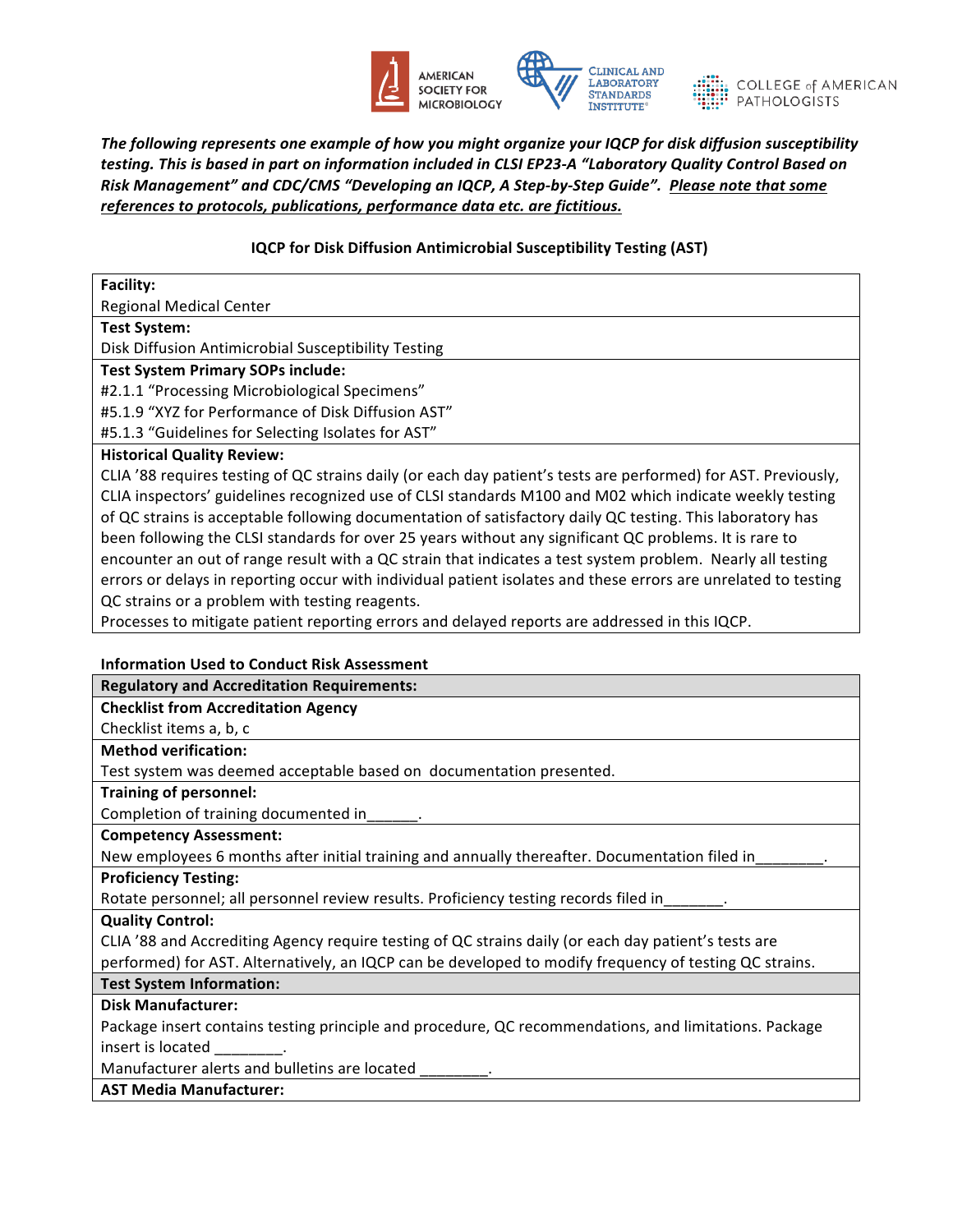*The following represents one example of how you might organize your IQCP for disk diffusion susceptibility testing. This is based in part on information included in CLSI EP23-A "Laboratory Quality Control Based on Risk Management" and CDC/CMS "Developing an IQCP, A Step-by-Step Guide". Please note that some references to protocols, publications, performance data etc. are fictitious.*

**IQCP for Disk Diffusion Antimicrobial Susceptibility Testing (AST)**

**Facility:**
Regional Medical Center

**Test System:**
Disk Diffusion Antimicrobial Susceptibility Testing

**Test System Primary SOPs include:**
#2.1.1 "Processing Microbiological Specimens"
#5.1.9 "XYZ for Performance of Disk Diffusion AST"
#5.1.3 "Guidelines for Selecting Isolates for AST"

**Historical Quality Review:**
CLIA '88 requires testing of QC strains daily (or each day patient's tests are performed) for AST. Previously, CLIA inspectors' guidelines recognized use of CLSI standards M100 and M02 which indicate weekly testing of QC strains is acceptable following documentation of satisfactory daily QC testing. This laboratory has been following the CLSI standards for over 25 years without any significant QC problems. It is rare to encounter an out of range result with a QC strain that indicates a test system problem. Nearly all testing errors or delays in reporting occur with individual patient isolates and these errors are unrelated to testing QC strains or a problem with testing reagents.
Processes to mitigate patient reporting errors and delayed reports are addressed in this IQCP.

**Information Used to Conduct Risk Assessment**

**Regulatory and Accreditation Requirements:**

**Checklist from Accreditation Agency**
Checklist items a, b, c

**Method verification:**
Test system was deemed acceptable based on documentation presented.

**Training of personnel:**
Completion of training documented in______.

**Competency Assessment:**
New employees 6 months after initial training and annually thereafter. Documentation filed in________.

**Proficiency Testing:**
Rotate personnel; all personnel review results. Proficiency testing records filed in_______.

**Quality Control:**
CLIA '88 and Accrediting Agency require testing of QC strains daily (or each day patient's tests are performed) for AST. Alternatively, an IQCP can be developed to modify frequency of testing QC strains.

**Test System Information:**

**Disk Manufacturer:**
Package insert contains testing principle and procedure, QC recommendations, and limitations. Package insert is located ________.
Manufacturer alerts and bulletins are located ________.

**AST Media Manufacturer:**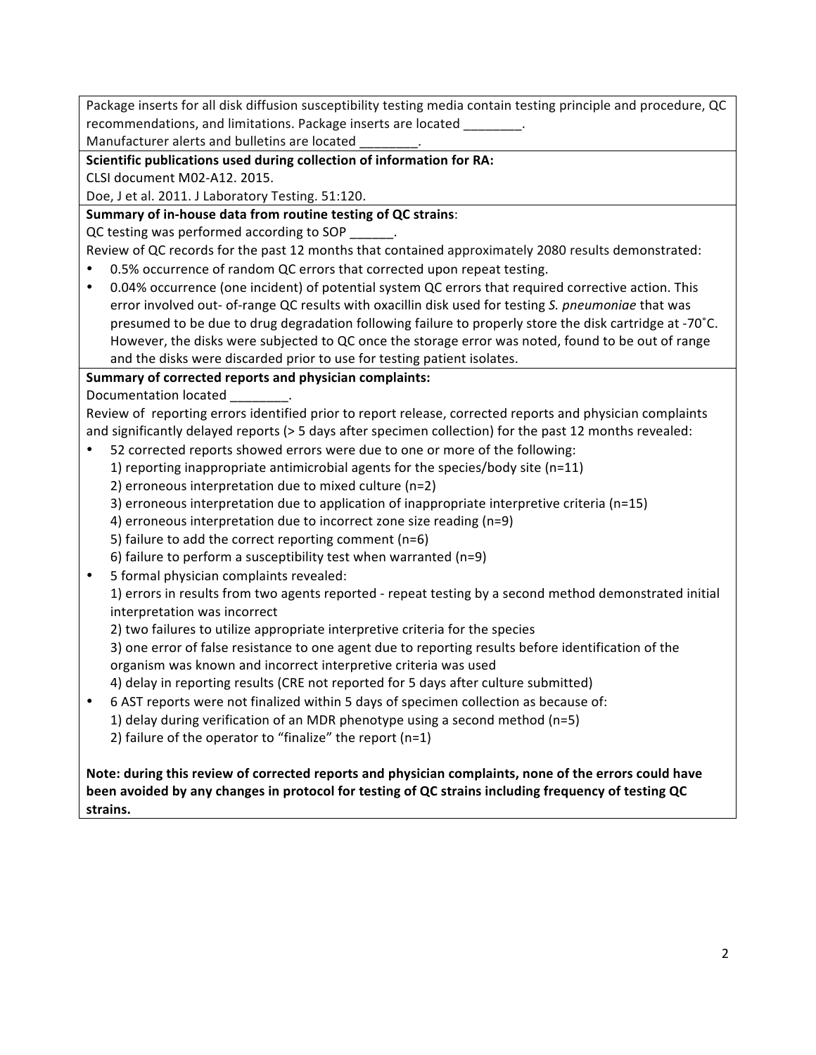Package inserts for all disk diffusion susceptibility testing media contain testing principle and procedure, QC recommendations, and limitations. Package inserts are located ________.

Manufacturer alerts and bulletins are located ________.

**Scientific publications used during collection of information for RA:**

CLSI document M02-A12. 2015.

Doe, J et al. 2011. J Laboratory Testing. 51:120.

**Summary of in-house data from routine testing of QC strains**:

QC testing was performed according to SOP ______.

Review of QC records for the past 12 months that contained approximately 2080 results demonstrated:

- 0.5% occurrence of random QC errors that corrected upon repeat testing.
- 0.04% occurrence (one incident) of potential system QC errors that required corrective action. This error involved out- of-range QC results with oxacillin disk used for testing *S. pneumoniae* that was presumed to be due to drug degradation following failure to properly store the disk cartridge at -70˚C. However, the disks were subjected to QC once the storage error was noted, found to be out of range and the disks were discarded prior to use for testing patient isolates.

**Summary of corrected reports and physician complaints:**

Documentation located ________.

Review of reporting errors identified prior to report release, corrected reports and physician complaints and significantly delayed reports (> 5 days after specimen collection) for the past 12 months revealed:

- 52 corrected reports showed errors were due to one or more of the following:
  1) reporting inappropriate antimicrobial agents for the species/body site (n=11)
  2) erroneous interpretation due to mixed culture (n=2)
  3) erroneous interpretation due to application of inappropriate interpretive criteria (n=15)
  4) erroneous interpretation due to incorrect zone size reading (n=9)
  5) failure to add the correct reporting comment (n=6)
  6) failure to perform a susceptibility test when warranted (n=9)
- 5 formal physician complaints revealed:
  1) errors in results from two agents reported - repeat testing by a second method demonstrated initial interpretation was incorrect
  2) two failures to utilize appropriate interpretive criteria for the species
  3) one error of false resistance to one agent due to reporting results before identification of the organism was known and incorrect interpretive criteria was used
  4) delay in reporting results (CRE not reported for 5 days after culture submitted)
- 6 AST reports were not finalized within 5 days of specimen collection as because of:
  1) delay during verification of an MDR phenotype using a second method (n=5)
  2) failure of the operator to "finalize" the report (n=1)

**Note: during this review of corrected reports and physician complaints, none of the errors could have been avoided by any changes in protocol for testing of QC strains including frequency of testing QC strains.**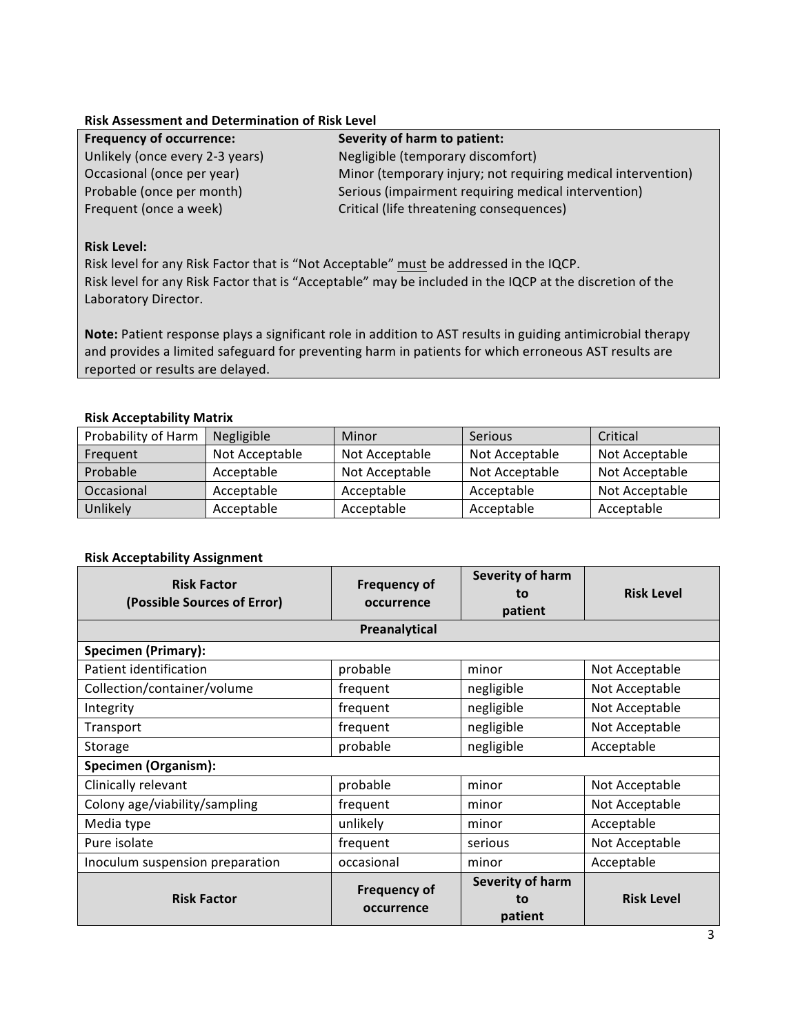**Risk Assessment and Determination of Risk Level**

| **Frequency of occurrence:** | **Severity of harm to patient:** |
| --- | --- |
| Unlikely (once every 2-3 years) | Negligible (temporary discomfort) |
| Occasional (once per year) | Minor (temporary injury; not requiring medical intervention) |
| Probable (once per month) | Serious (impairment requiring medical intervention) |
| Frequent (once a week) | Critical (life threatening consequences) |

**Risk Level:**
Risk level for any Risk Factor that is "Not Acceptable" must be addressed in the IQCP.
Risk level for any Risk Factor that is "Acceptable" may be included in the IQCP at the discretion of the Laboratory Director.

**Note:** Patient response plays a significant role in addition to AST results in guiding antimicrobial therapy and provides a limited safeguard for preventing harm in patients for which erroneous AST results are reported or results are delayed.

**Risk Acceptability Matrix**

| Probability of Harm | Negligible | Minor | Serious | Critical |
| --- | --- | --- | --- | --- |
| Frequent | Not Acceptable | Not Acceptable | Not Acceptable | Not Acceptable |
| Probable | Acceptable | Not Acceptable | Not Acceptable | Not Acceptable |
| Occasional | Acceptable | Acceptable | Acceptable | Not Acceptable |
| Unlikely | Acceptable | Acceptable | Acceptable | Acceptable |

**Risk Acceptability Assignment**

| **Risk Factor (Possible Sources of Error)** | **Frequency of occurrence** | **Severity of harm to patient** | **Risk Level** |
| --- | --- | --- | --- |
| **Preanalytical** | | | |
| **Specimen (Primary):** | | | |
| Patient identification | probable | minor | Not Acceptable |
| Collection/container/volume | frequent | negligible | Not Acceptable |
| Integrity | frequent | negligible | Not Acceptable |
| Transport | frequent | negligible | Not Acceptable |
| Storage | probable | negligible | Acceptable |
| **Specimen (Organism):** | | | |
| Clinically relevant | probable | minor | Not Acceptable |
| Colony age/viability/sampling | frequent | minor | Not Acceptable |
| Media type | unlikely | minor | Acceptable |
| Pure isolate | frequent | serious | Not Acceptable |
| Inoculum suspension preparation | occasional | minor | Acceptable |
| **Risk Factor** | **Frequency of occurrence** | **Severity of harm to patient** | **Risk Level** |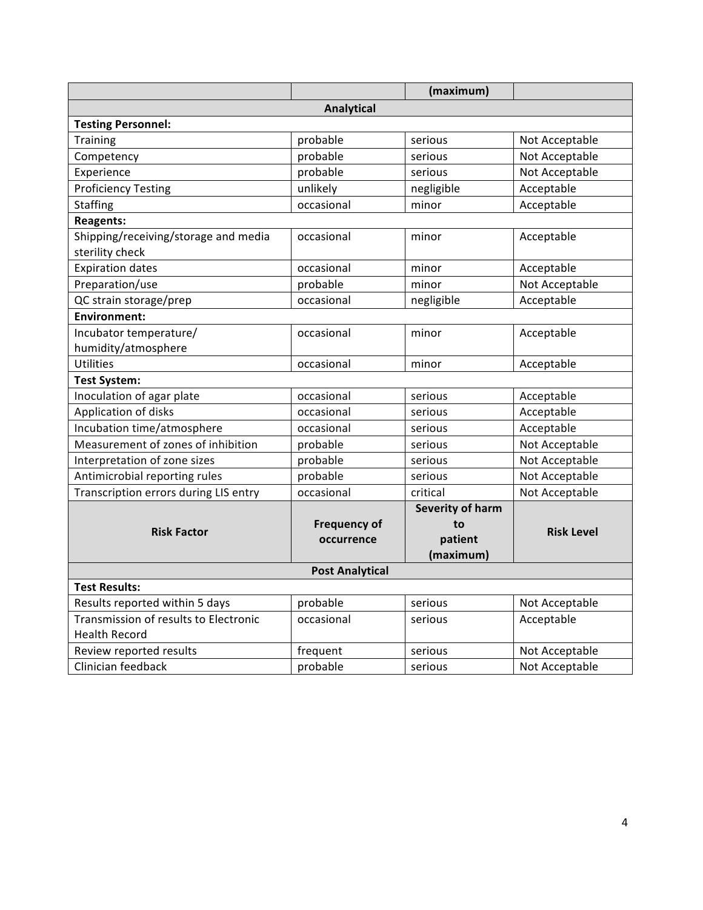| | | (maximum) | |
|---|---|---|---|
| **Analytical** | | | |
| **Testing Personnel:** | | | |
| Training | probable | serious | Not Acceptable |
| Competency | probable | serious | Not Acceptable |
| Experience | probable | serious | Not Acceptable |
| Proficiency Testing | unlikely | negligible | Acceptable |
| Staffing | occasional | minor | Acceptable |
| **Reagents:** | | | |
| Shipping/receiving/storage and media sterility check | occasional | minor | Acceptable |
| Expiration dates | occasional | minor | Acceptable |
| Preparation/use | probable | minor | Not Acceptable |
| QC strain storage/prep | occasional | negligible | Acceptable |
| **Environment:** | | | |
| Incubator temperature/ humidity/atmosphere | occasional | minor | Acceptable |
| Utilities | occasional | minor | Acceptable |
| **Test System:** | | | |
| Inoculation of agar plate | occasional | serious | Acceptable |
| Application of disks | occasional | serious | Acceptable |
| Incubation time/atmosphere | occasional | serious | Acceptable |
| Measurement of zones of inhibition | probable | serious | Not Acceptable |
| Interpretation of zone sizes | probable | serious | Not Acceptable |
| Antimicrobial reporting rules | probable | serious | Not Acceptable |
| Transcription errors during LIS entry | occasional | critical | Not Acceptable |

| **Risk Factor** | **Frequency of occurrence** | **Severity of harm to patient (maximum)** | **Risk Level** |
|---|---|---|---|
| **Post Analytical** | | | |
| **Test Results:** | | | |
| Results reported within 5 days | probable | serious | Not Acceptable |
| Transmission of results to Electronic Health Record | occasional | serious | Acceptable |
| Review reported results | frequent | serious | Not Acceptable |
| Clinician feedback | probable | serious | Not Acceptable |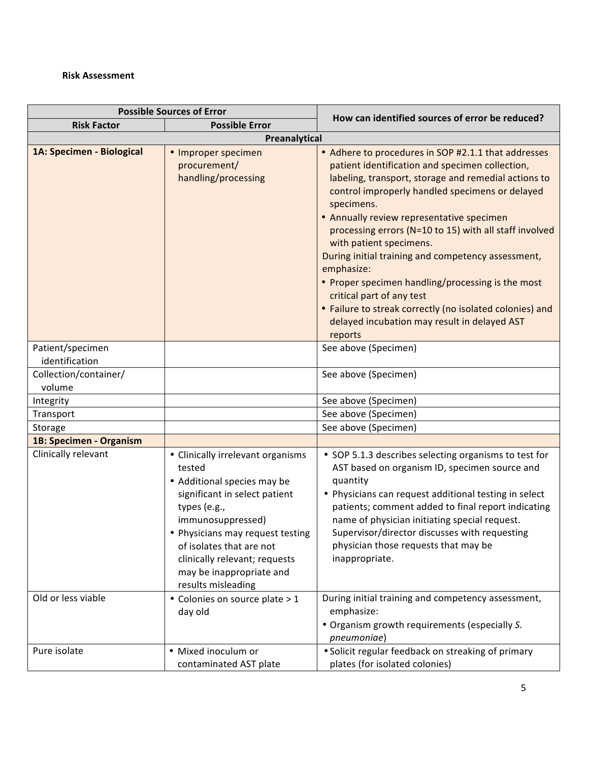**Risk Assessment**

| Possible Sources of Error | | How can identified sources of error be reduced? |
|---|---|---|
| **Risk Factor** | **Possible Error** | |
| **Preanalytical** | | |
| **1A: Specimen - Biological** | • Improper specimen procurement/ handling/processing | • Adhere to procedures in SOP #2.1.1 that addresses patient identification and specimen collection, labeling, transport, storage and remedial actions to control improperly handled specimens or delayed specimens.<br>• Annually review representative specimen processing errors (N=10 to 15) with all staff involved with patient specimens.<br>During initial training and competency assessment, emphasize:<br>• Proper specimen handling/processing is the most critical part of any test<br>• Failure to streak correctly (no isolated colonies) and delayed incubation may result in delayed AST reports |
| Patient/specimen identification | | See above (Specimen) |
| Collection/container/ volume | | See above (Specimen) |
| Integrity | | See above (Specimen) |
| Transport | | See above (Specimen) |
| Storage | | See above (Specimen) |
| **1B: Specimen - Organism** | | |
| Clinically relevant | • Clinically irrelevant organisms tested<br>• Additional species may be significant in select patient types (e.g., immunosuppressed)<br>• Physicians may request testing of isolates that are not clinically relevant; requests may be inappropriate and results misleading | • SOP 5.1.3 describes selecting organisms to test for AST based on organism ID, specimen source and quantity<br>• Physicians can request additional testing in select patients; comment added to final report indicating name of physician initiating special request. Supervisor/director discusses with requesting physician those requests that may be inappropriate. |
| Old or less viable | • Colonies on source plate > 1 day old | During initial training and competency assessment, emphasize:<br>• Organism growth requirements (especially *S. pneumoniae*) |
| Pure isolate | • Mixed inoculum or contaminated AST plate | • Solicit regular feedback on streaking of primary plates (for isolated colonies) |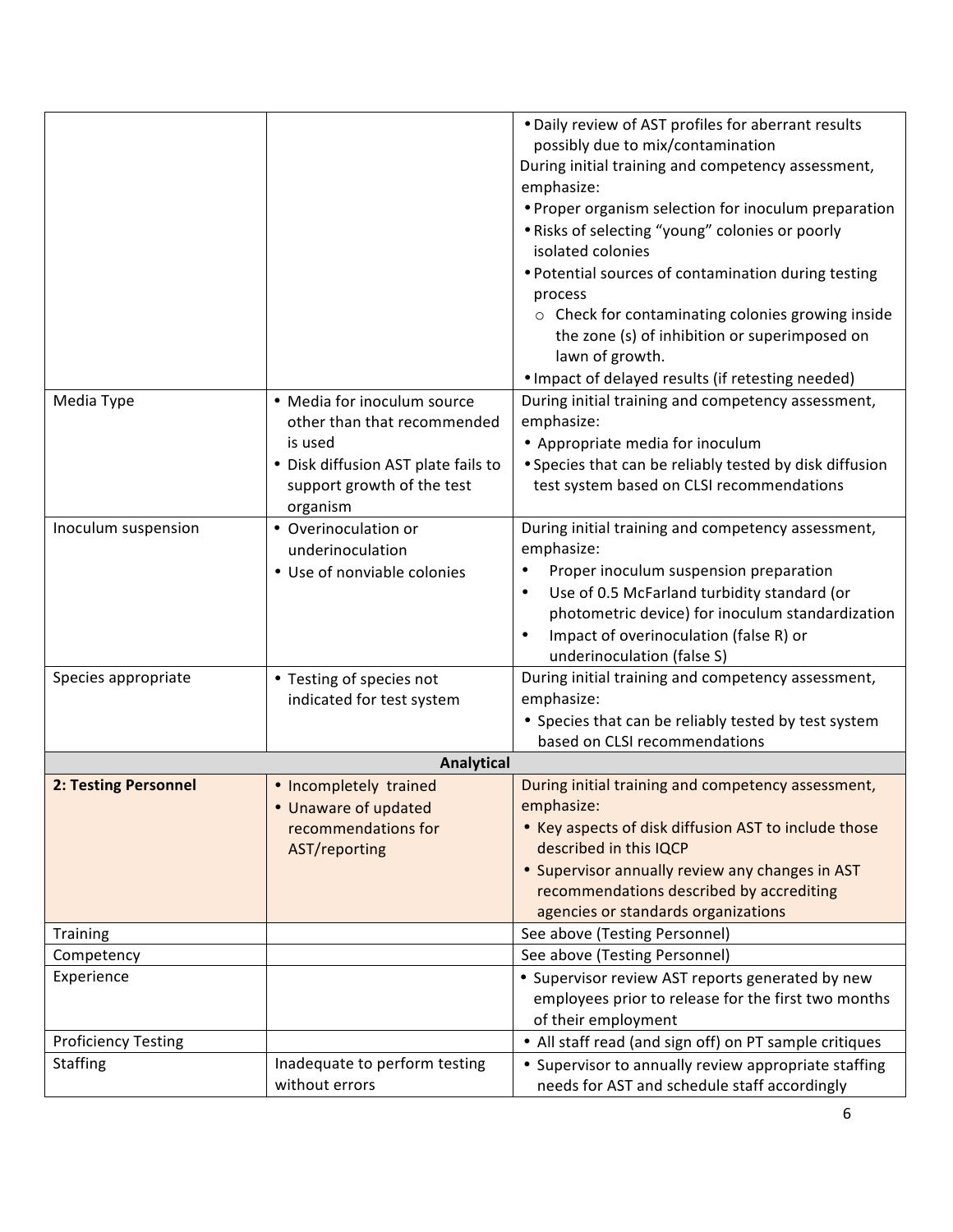| | | |
|---|---|---|
| | | • Daily review of AST profiles for aberrant results possibly due to mix/contamination<br>During initial training and competency assessment, emphasize:<br>• Proper organism selection for inoculum preparation<br>• Risks of selecting "young" colonies or poorly isolated colonies<br>• Potential sources of contamination during testing process<br>  ○ Check for contaminating colonies growing inside the zone (s) of inhibition or superimposed on lawn of growth.<br>• Impact of delayed results (if retesting needed) |
| Media Type | • Media for inoculum source other than that recommended is used<br>• Disk diffusion AST plate fails to support growth of the test organism | During initial training and competency assessment, emphasize:<br>• Appropriate media for inoculum<br>• Species that can be reliably tested by disk diffusion test system based on CLSI recommendations |
| Inoculum suspension | • Overinoculation or underinoculation<br>• Use of nonviable colonies | During initial training and competency assessment, emphasize:<br>• Proper inoculum suspension preparation<br>• Use of 0.5 McFarland turbidity standard (or photometric device) for inoculum standardization<br>• Impact of overinoculation (false R) or underinoculation (false S) |
| Species appropriate | • Testing of species not indicated for test system | During initial training and competency assessment, emphasize:<br>• Species that can be reliably tested by test system based on CLSI recommendations |
| **Analytical** | | |
| **2: Testing Personnel** | • Incompletely trained<br>• Unaware of updated recommendations for AST/reporting | During initial training and competency assessment, emphasize:<br>• Key aspects of disk diffusion AST to include those described in this IQCP<br>• Supervisor annually review any changes in AST recommendations described by accrediting agencies or standards organizations |
| Training | | See above (Testing Personnel) |
| Competency | | See above (Testing Personnel) |
| Experience | | • Supervisor review AST reports generated by new employees prior to release for the first two months of their employment |
| Proficiency Testing | | • All staff read (and sign off) on PT sample critiques |
| Staffing | Inadequate to perform testing without errors | • Supervisor to annually review appropriate staffing needs for AST and schedule staff accordingly |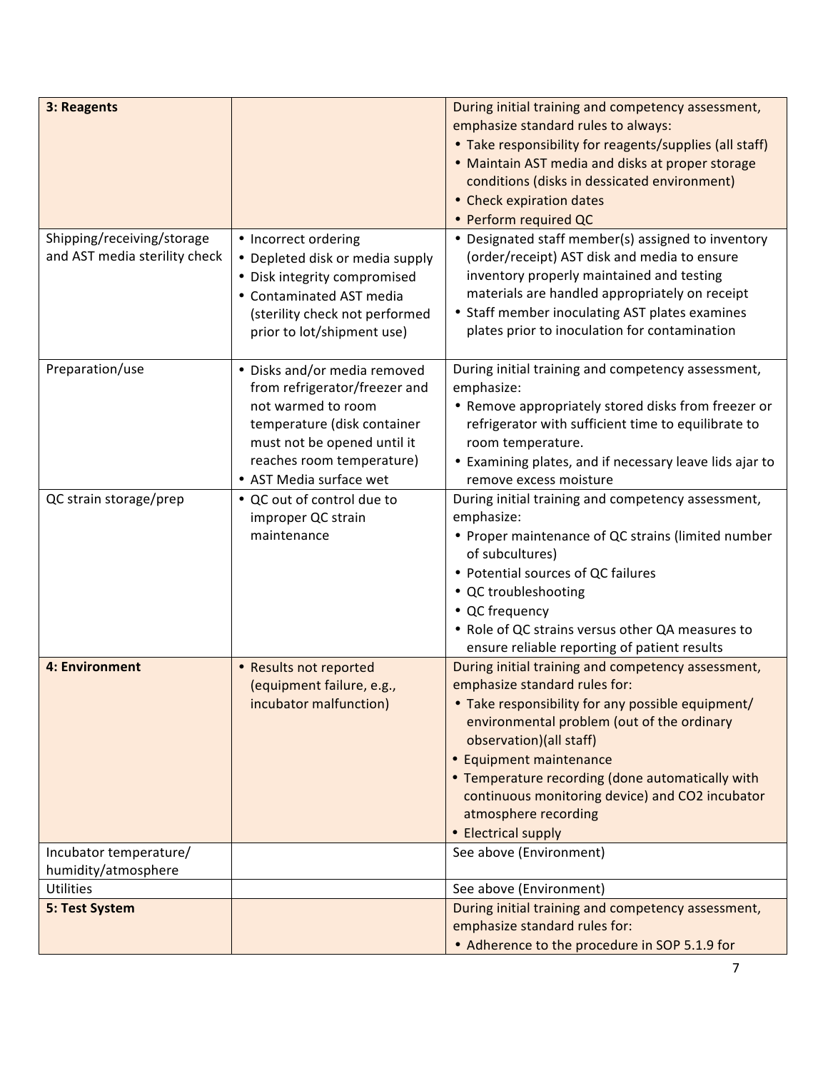| | | |
|---|---|---|
| **3: Reagents** | | During initial training and competency assessment, emphasize standard rules to always:<br>• Take responsibility for reagents/supplies (all staff)<br>• Maintain AST media and disks at proper storage conditions (disks in dessicated environment)<br>• Check expiration dates<br>• Perform required QC |
| Shipping/receiving/storage and AST media sterility check | • Incorrect ordering<br>• Depleted disk or media supply<br>• Disk integrity compromised<br>• Contaminated AST media (sterility check not performed prior to lot/shipment use) | • Designated staff member(s) assigned to inventory (order/receipt) AST disk and media to ensure inventory properly maintained and testing materials are handled appropriately on receipt<br>• Staff member inoculating AST plates examines plates prior to inoculation for contamination |
| Preparation/use | • Disks and/or media removed from refrigerator/freezer and not warmed to room temperature (disk container must not be opened until it reaches room temperature)<br>• AST Media surface wet | During initial training and competency assessment, emphasize:<br>• Remove appropriately stored disks from freezer or refrigerator with sufficient time to equilibrate to room temperature.<br>• Examining plates, and if necessary leave lids ajar to remove excess moisture |
| QC strain storage/prep | • QC out of control due to improper QC strain maintenance | During initial training and competency assessment, emphasize:<br>• Proper maintenance of QC strains (limited number of subcultures)<br>• Potential sources of QC failures<br>• QC troubleshooting<br>• QC frequency<br>• Role of QC strains versus other QA measures to ensure reliable reporting of patient results |
| **4: Environment** | • Results not reported (equipment failure, e.g., incubator malfunction) | During initial training and competency assessment, emphasize standard rules for:<br>• Take responsibility for any possible equipment/ environmental problem (out of the ordinary observation)(all staff)<br>• Equipment maintenance<br>• Temperature recording (done automatically with continuous monitoring device) and $CO_2$ incubator atmosphere recording<br>• Electrical supply |
| Incubator temperature/ humidity/atmosphere | | See above (Environment) |
| Utilities | | See above (Environment) |
| **5: Test System** | | During initial training and competency assessment, emphasize standard rules for:<br>• Adherence to the procedure in SOP 5.1.9 for |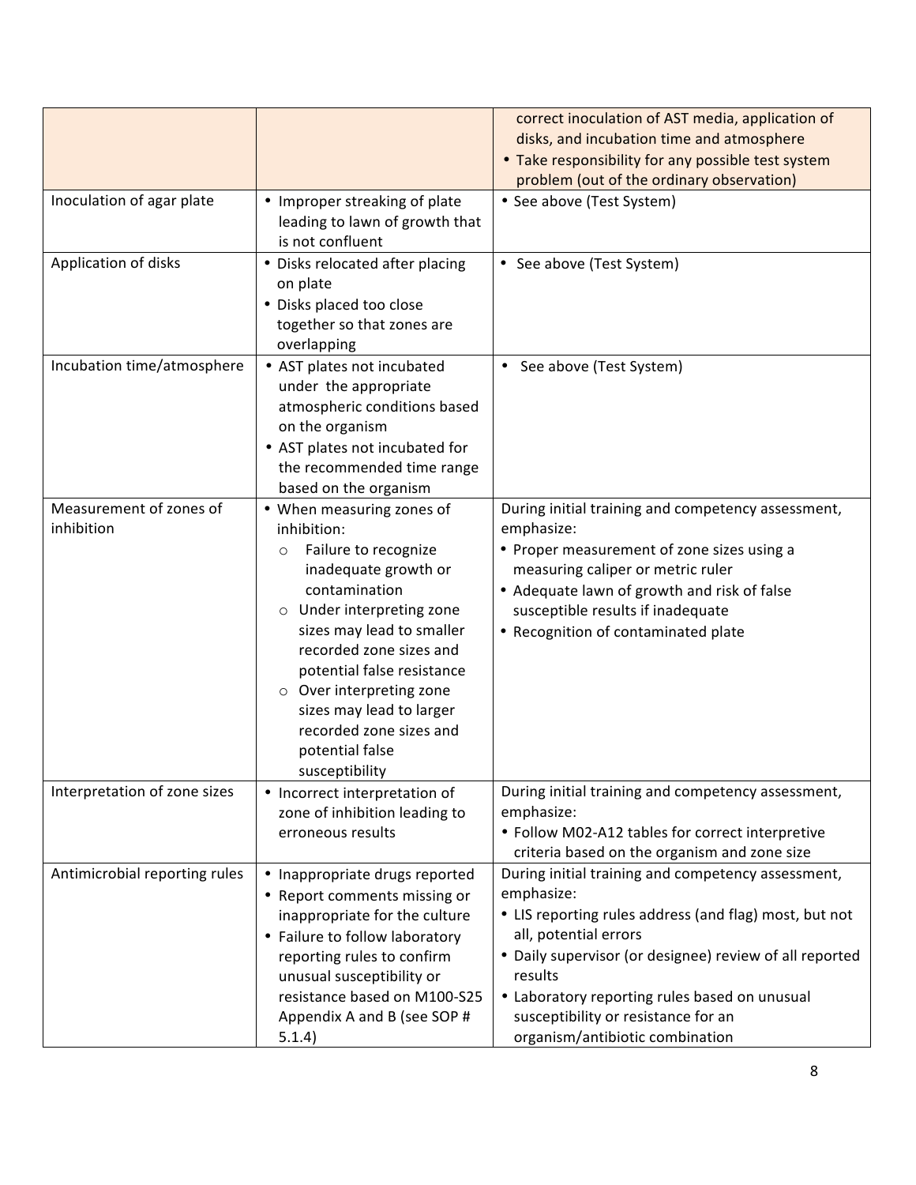| | | |
|---|---|---|
| | | correct inoculation of AST media, application of disks, and incubation time and atmosphere<br>• Take responsibility for any possible test system problem (out of the ordinary observation) |
| Inoculation of agar plate | • Improper streaking of plate leading to lawn of growth that is not confluent | • See above (Test System) |
| Application of disks | • Disks relocated after placing on plate<br>• Disks placed too close together so that zones are overlapping | • See above (Test System) |
| Incubation time/atmosphere | • AST plates not incubated under the appropriate atmospheric conditions based on the organism<br>• AST plates not incubated for the recommended time range based on the organism | • See above (Test System) |
| Measurement of zones of inhibition | • When measuring zones of inhibition:<br>○ Failure to recognize inadequate growth or contamination<br>○ Under interpreting zone sizes may lead to smaller recorded zone sizes and potential false resistance<br>○ Over interpreting zone sizes may lead to larger recorded zone sizes and potential false susceptibility | During initial training and competency assessment, emphasize:<br>• Proper measurement of zone sizes using a measuring caliper or metric ruler<br>• Adequate lawn of growth and risk of false susceptible results if inadequate<br>• Recognition of contaminated plate |
| Interpretation of zone sizes | • Incorrect interpretation of zone of inhibition leading to erroneous results | During initial training and competency assessment, emphasize:<br>• Follow M02-A12 tables for correct interpretive criteria based on the organism and zone size |
| Antimicrobial reporting rules | • Inappropriate drugs reported<br>• Report comments missing or inappropriate for the culture<br>• Failure to follow laboratory reporting rules to confirm unusual susceptibility or resistance based on M100-S25 Appendix A and B (see SOP # 5.1.4) | During initial training and competency assessment, emphasize:<br>• LIS reporting rules address (and flag) most, but not all, potential errors<br>• Daily supervisor (or designee) review of all reported results<br>• Laboratory reporting rules based on unusual susceptibility or resistance for an organism/antibiotic combination |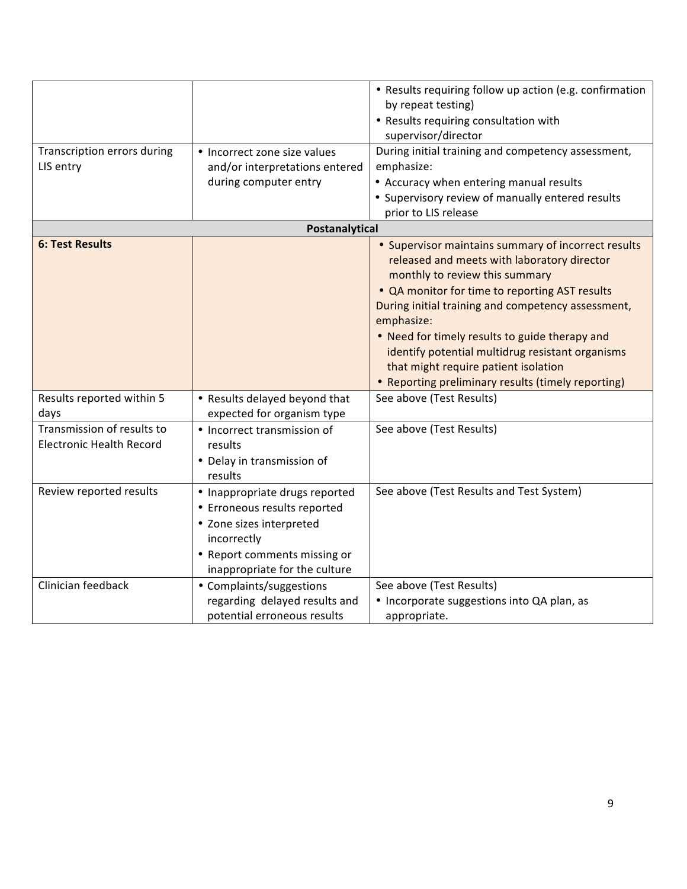| | | |
|---|---|---|
| | | • Results requiring follow up action (e.g. confirmation by repeat testing)<br>• Results requiring consultation with supervisor/director |
| Transcription errors during LIS entry | • Incorrect zone size values and/or interpretations entered during computer entry | During initial training and competency assessment, emphasize:<br>• Accuracy when entering manual results<br>• Supervisory review of manually entered results prior to LIS release |
| **Postanalytical** | | |
| **6: Test Results** | | • Supervisor maintains summary of incorrect results released and meets with laboratory director monthly to review this summary<br>• QA monitor for time to reporting AST results<br>During initial training and competency assessment, emphasize:<br>• Need for timely results to guide therapy and identify potential multidrug resistant organisms that might require patient isolation<br>• Reporting preliminary results (timely reporting) |
| Results reported within 5 days | • Results delayed beyond that expected for organism type | See above (Test Results) |
| Transmission of results to Electronic Health Record | • Incorrect transmission of results<br>• Delay in transmission of results | See above (Test Results) |
| Review reported results | • Inappropriate drugs reported<br>• Erroneous results reported<br>• Zone sizes interpreted incorrectly<br>• Report comments missing or inappropriate for the culture | See above (Test Results and Test System) |
| Clinician feedback | • Complaints/suggestions regarding delayed results and potential erroneous results | See above (Test Results)<br>• Incorporate suggestions into QA plan, as appropriate. |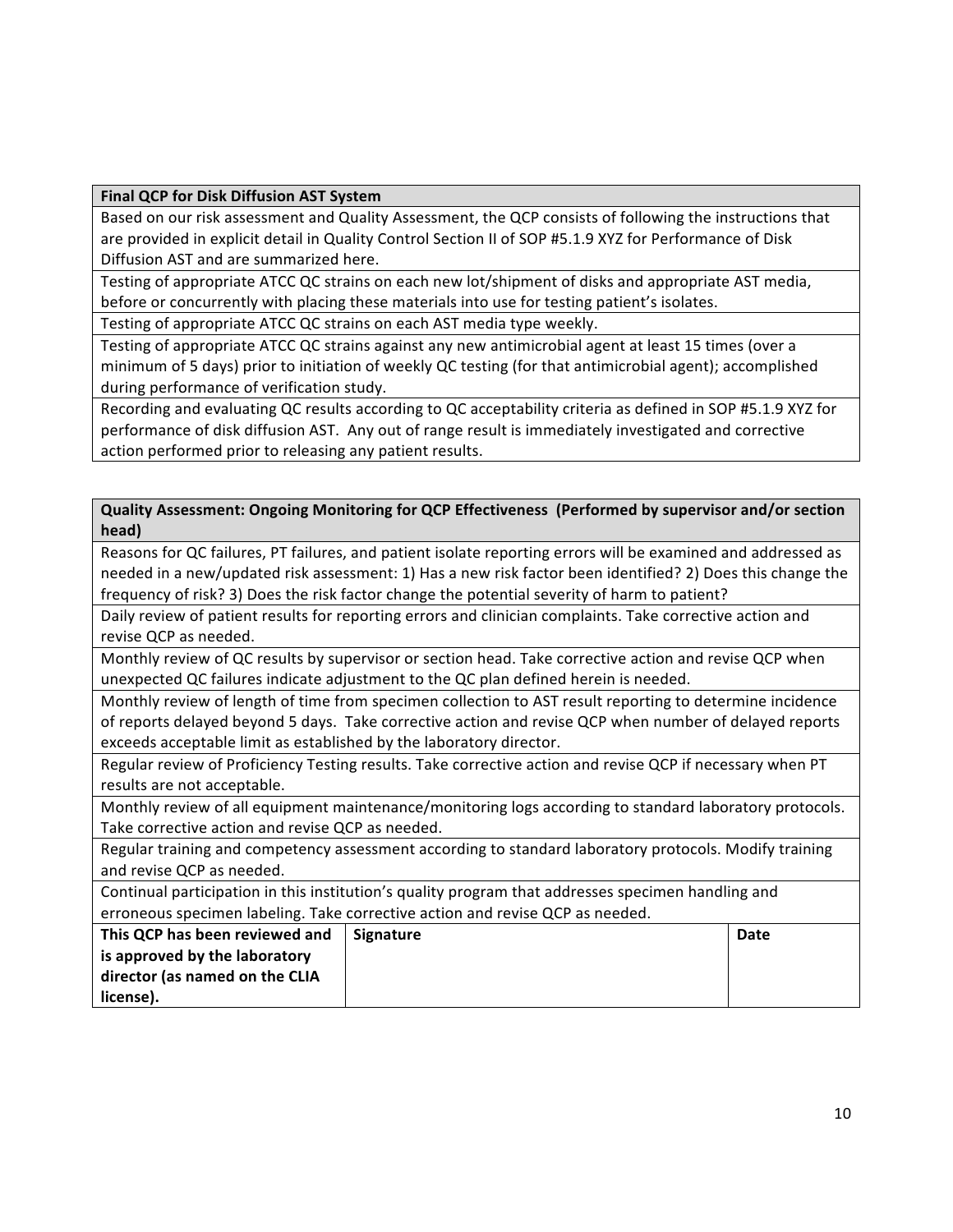| **Final QCP for Disk Diffusion AST System** |
| --- |
| Based on our risk assessment and Quality Assessment, the QCP consists of following the instructions that are provided in explicit detail in Quality Control Section II of SOP #5.1.9 XYZ for Performance of Disk Diffusion AST and are summarized here. |
| Testing of appropriate ATCC QC strains on each new lot/shipment of disks and appropriate AST media, before or concurrently with placing these materials into use for testing patient's isolates. |
| Testing of appropriate ATCC QC strains on each AST media type weekly. |
| Testing of appropriate ATCC QC strains against any new antimicrobial agent at least 15 times (over a minimum of 5 days) prior to initiation of weekly QC testing (for that antimicrobial agent); accomplished during performance of verification study. |
| Recording and evaluating QC results according to QC acceptability criteria as defined in SOP #5.1.9 XYZ for performance of disk diffusion AST. Any out of range result is immediately investigated and corrective action performed prior to releasing any patient results. |

| **Quality Assessment: Ongoing Monitoring for QCP Effectiveness (Performed by supervisor and/or section head)** | | |
| --- | --- | --- |
| Reasons for QC failures, PT failures, and patient isolate reporting errors will be examined and addressed as needed in a new/updated risk assessment: 1) Has a new risk factor been identified? 2) Does this change the frequency of risk? 3) Does the risk factor change the potential severity of harm to patient? | | |
| Daily review of patient results for reporting errors and clinician complaints. Take corrective action and revise QCP as needed. | | |
| Monthly review of QC results by supervisor or section head. Take corrective action and revise QCP when unexpected QC failures indicate adjustment to the QC plan defined herein is needed. | | |
| Monthly review of length of time from specimen collection to AST result reporting to determine incidence of reports delayed beyond 5 days. Take corrective action and revise QCP when number of delayed reports exceeds acceptable limit as established by the laboratory director. | | |
| Regular review of Proficiency Testing results. Take corrective action and revise QCP if necessary when PT results are not acceptable. | | |
| Monthly review of all equipment maintenance/monitoring logs according to standard laboratory protocols. Take corrective action and revise QCP as needed. | | |
| Regular training and competency assessment according to standard laboratory protocols. Modify training and revise QCP as needed. | | |
| Continual participation in this institution's quality program that addresses specimen handling and erroneous specimen labeling. Take corrective action and revise QCP as needed. | | |
| **This QCP has been reviewed and is approved by the laboratory director (as named on the CLIA license).** | **Signature** | **Date** |